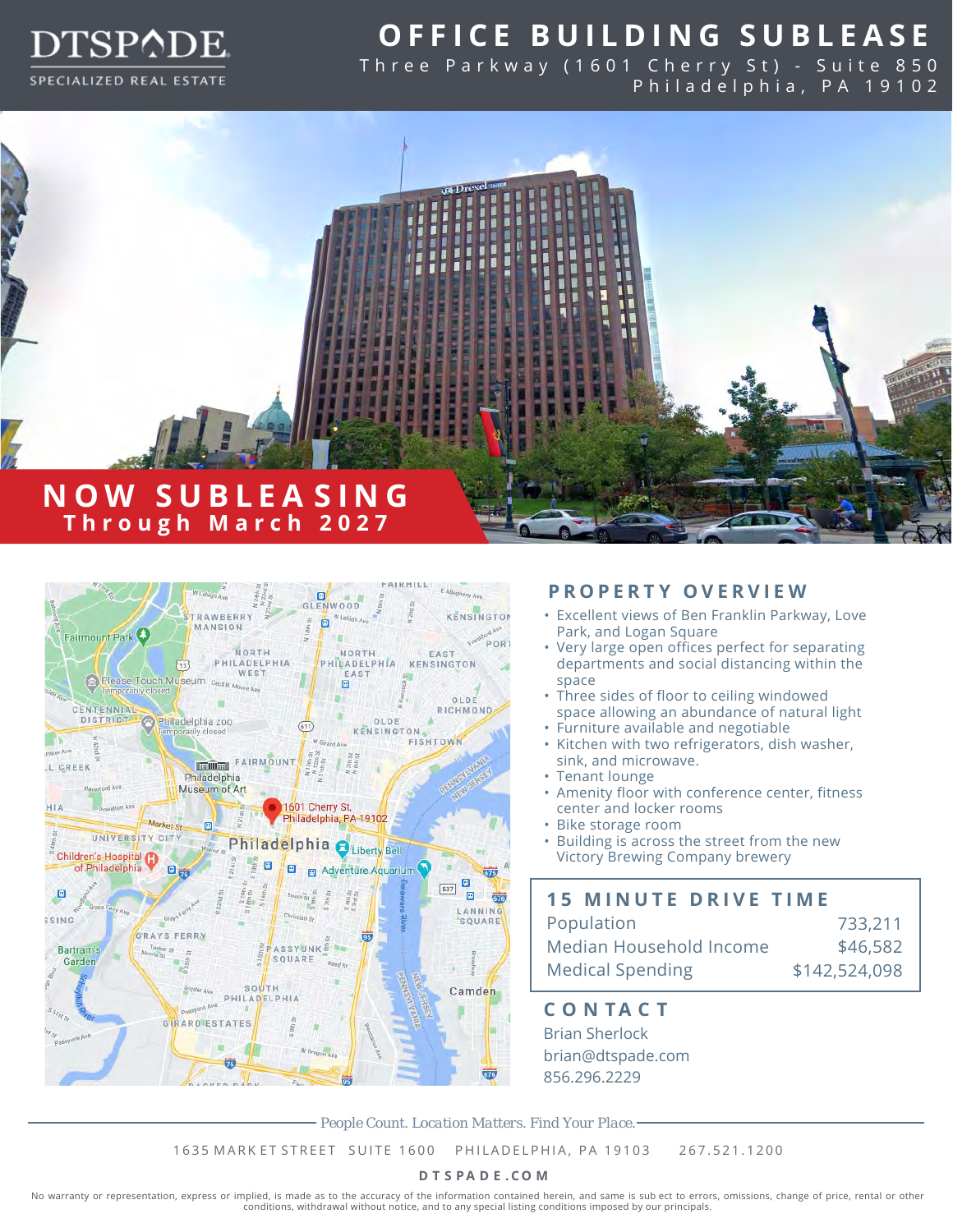DTSPADE
SPECIALIZED REAL ESTATE

# OFFICE BUILDING SUBLEASE

Three Parkway (1601 Cherry St) - Suite 850
Philadelphia, PA 19102

## NOW SUBLEASING
Through March 2027

## PROPERTY OVERVIEW

- Excellent views of Ben Franklin Parkway, Love Park, and Logan Square
- Very large open offices perfect for separating departments and social distancing within the space
- Three sides of floor to ceiling windowed space allowing an abundance of natural light
- Furniture available and negotiable
- Kitchen with two refrigerators, dish washer, sink, and microwave.
- Tenant lounge
- Amenity floor with conference center, fitness center and locker rooms
- Bike storage room
- Building is across the street from the new Victory Brewing Company brewery

## 15 MINUTE DRIVE TIME

| | |
|---|---|
| Population | 733,211 |
| Median Household Income | $46,582 |
| Medical Spending | $142,524,098 |

## CONTACT

Brian Sherlock
brian@dtspade.com
856.296.2229

*People Count. Location Matters. Find Your Place.*

1635 MARKET STREET SUITE 1600 PHILADELPHIA, PA 19103 267.521.1200

**DTSPADE.COM**

No warranty or representation, express or implied, is made as to the accuracy of the information contained herein, and same is subject to errors, omissions, change of price, rental or other conditions, withdrawal without notice, and to any special listing conditions imposed by our principals.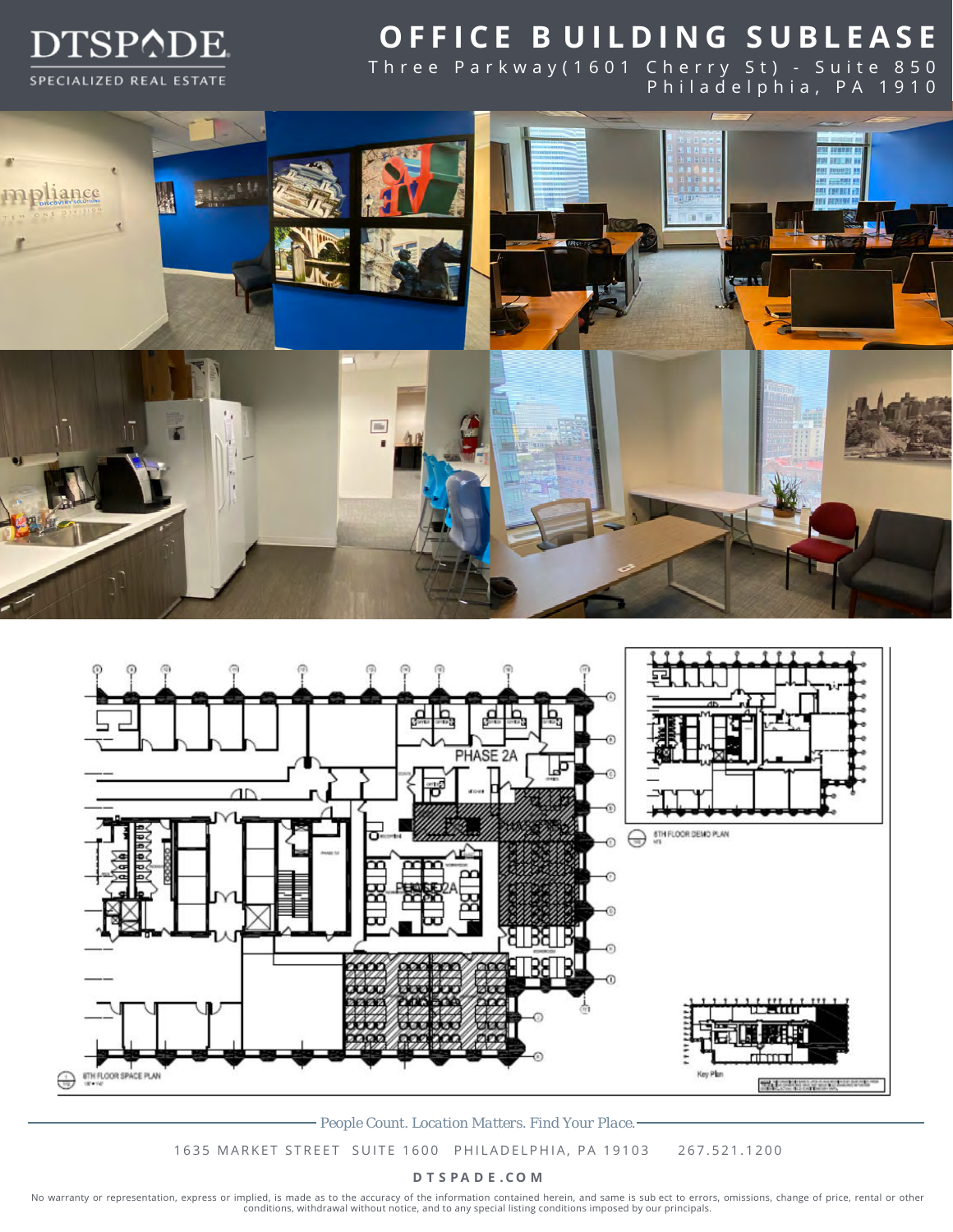DTSPADE
SPECIALIZED REAL ESTATE

# OFFICE BUILDING SUBLEASE

Three Parkway(1601 Cherry St) - Suite 850
Philadelphia, PA 1910

8TH FLOOR SPACE PLAN

8TH FLOOR DEMO PLAN

Key Plan

PHASE 2A

*People Count. Location Matters. Find Your Place.*

1635 MARKET STREET SUITE 1600 PHILADELPHIA, PA 19103 267.521.1200

**DTSPADE.COM**

No warranty or representation, express or implied, is made as to the accuracy of the information contained herein, and same is sub ect to errors, omissions, change of price, rental or other conditions, withdrawal without notice, and to any special listing conditions imposed by our principals.